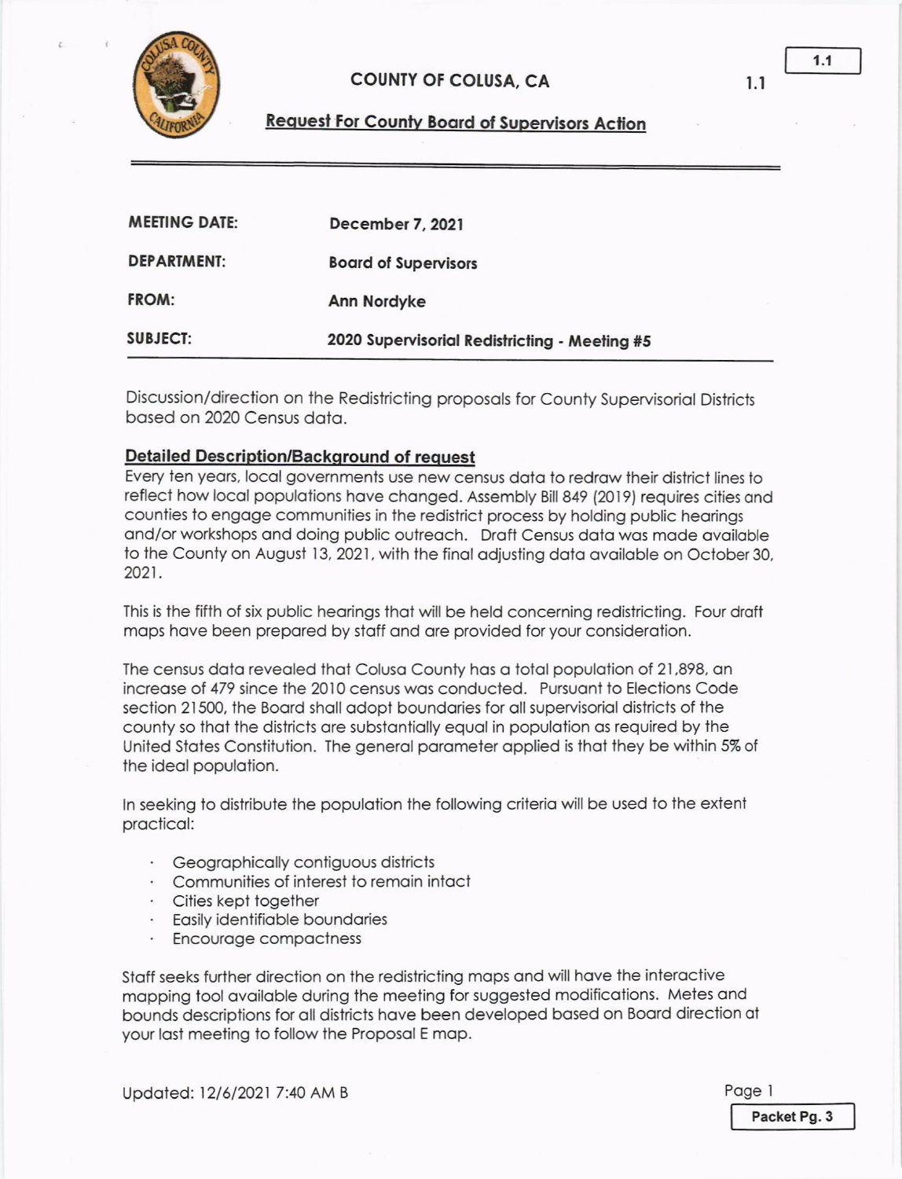# COUNTY OF COLUSA, CA

## Request For County Board of Supervisors Action

| | |
|---|---|
| **MEETING DATE:** | **December 7, 2021** |
| **DEPARTMENT:** | **Board of Supervisors** |
| **FROM:** | **Ann Nordyke** |
| **SUBJECT:** | **2020 Supervisorial Redistricting - Meeting #5** |

Discussion/direction on the Redistricting proposals for County Supervisorial Districts based on 2020 Census data.

### Detailed Description/Background of request

Every ten years, local governments use new census data to redraw their district lines to reflect how local populations have changed. Assembly Bill 849 (2019) requires cities and counties to engage communities in the redistrict process by holding public hearings and/or workshops and doing public outreach. Draft Census data was made available to the County on August 13, 2021, with the final adjusting data available on October 30, 2021.

This is the fifth of six public hearings that will be held concerning redistricting. Four draft maps have been prepared by staff and are provided for your consideration.

The census data revealed that Colusa County has a total population of 21,898, an increase of 479 since the 2010 census was conducted. Pursuant to Elections Code section 21500, the Board shall adopt boundaries for all supervisorial districts of the county so that the districts are substantially equal in population as required by the United States Constitution. The general parameter applied is that they be within 5% of the ideal population.

In seeking to distribute the population the following criteria will be used to the extent practical:

- Geographically contiguous districts
- Communities of interest to remain intact
- Cities kept together
- Easily identifiable boundaries
- Encourage compactness

Staff seeks further direction on the redistricting maps and will have the interactive mapping tool available during the meeting for suggested modifications. Metes and bounds descriptions for all districts have been developed based on Board direction at your last meeting to follow the Proposal E map.

Updated: 12/6/2021 7:40 AM B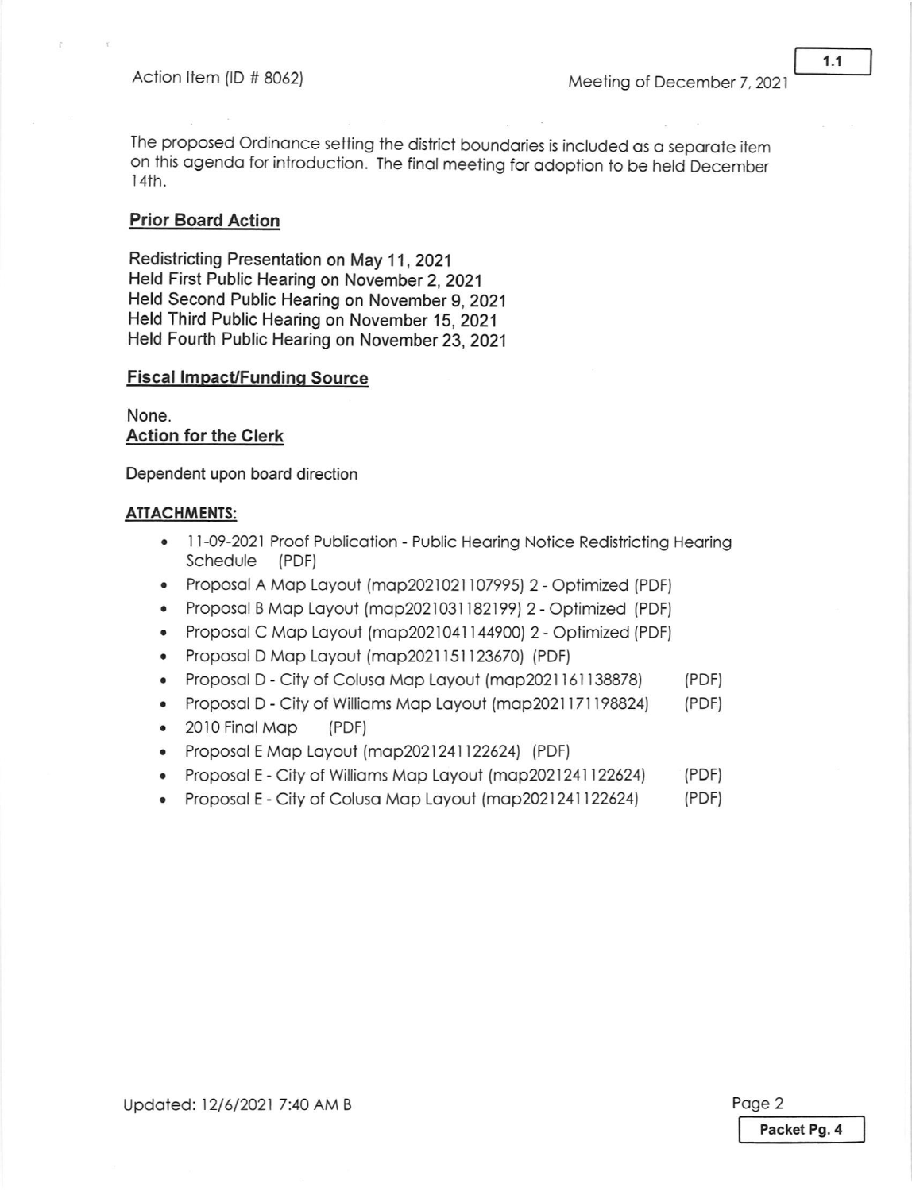The proposed Ordinance setting the district boundaries is included as a separate item on this agenda for introduction. The final meeting for adoption to be held December 14th.

## Prior Board Action

Redistricting Presentation on May 11, 2021
Held First Public Hearing on November 2, 2021
Held Second Public Hearing on November 9, 2021
Held Third Public Hearing on November 15, 2021
Held Fourth Public Hearing on November 23, 2021

## Fiscal Impact/Funding Source

None.

## Action for the Clerk

Dependent upon board direction

## ATTACHMENTS:

- 11-09-2021 Proof Publication - Public Hearing Notice Redistricting Hearing Schedule (PDF)
- Proposal A Map Layout (map2021021107995) 2 - Optimized (PDF)
- Proposal B Map Layout (map2021031182199) 2 - Optimized (PDF)
- Proposal C Map Layout (map2021041144900) 2 - Optimized (PDF)
- Proposal D Map Layout (map2021151123670) (PDF)
- Proposal D - City of Colusa Map Layout (map2021161138878) (PDF)
- Proposal D - City of Williams Map Layout (map2021171198824) (PDF)
- 2010 Final Map (PDF)
- Proposal E Map Layout (map2021241122624) (PDF)
- Proposal E - City of Williams Map Layout (map2021241122624) (PDF)
- Proposal E - City of Colusa Map Layout (map2021241122624) (PDF)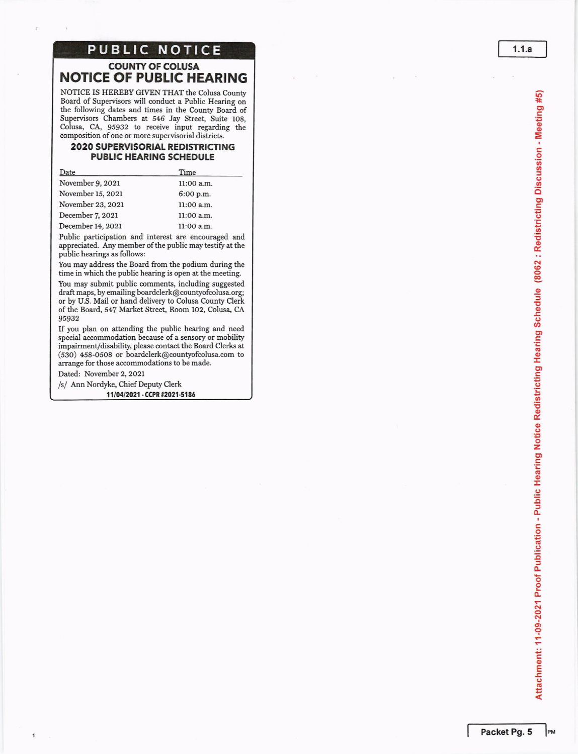# PUBLIC NOTICE

## COUNTY OF COLUSA

## NOTICE OF PUBLIC HEARING

NOTICE IS HEREBY GIVEN THAT the Colusa County Board of Supervisors will conduct a Public Hearing on the following dates and times in the County Board of Supervisors Chambers at 546 Jay Street, Suite 108, Colusa, CA, 95932 to receive input regarding the composition of one or more supervisorial districts.

### 2020 SUPERVISORIAL REDISTRICTING PUBLIC HEARING SCHEDULE

| Date | Time |
|---|---|
| November 9, 2021 | 11:00 a.m. |
| November 15, 2021 | 6:00 p.m. |
| November 23, 2021 | 11:00 a.m. |
| December 7, 2021 | 11:00 a.m. |
| December 14, 2021 | 11:00 a.m. |

Public participation and interest are encouraged and appreciated. Any member of the public may testify at the public hearings as follows:

You may address the Board from the podium during the time in which the public hearing is open at the meeting.

You may submit public comments, including suggested draft maps, by emailing boardclerk@countyofcolusa.org; or by U.S. Mail or hand delivery to Colusa County Clerk of the Board, 547 Market Street, Room 102, Colusa, CA 95932

If you plan on attending the public hearing and need special accommodation because of a sensory or mobility impairment/disability, please contact the Board Clerks at (530) 458-0508 or boardclerk@countyofcolusa.com to arrange for those accommodations to be made.

Dated: November 2, 2021

/s/ Ann Nordyke, Chief Deputy Clerk

**11/04/2021 - CCPR #2021-5186**